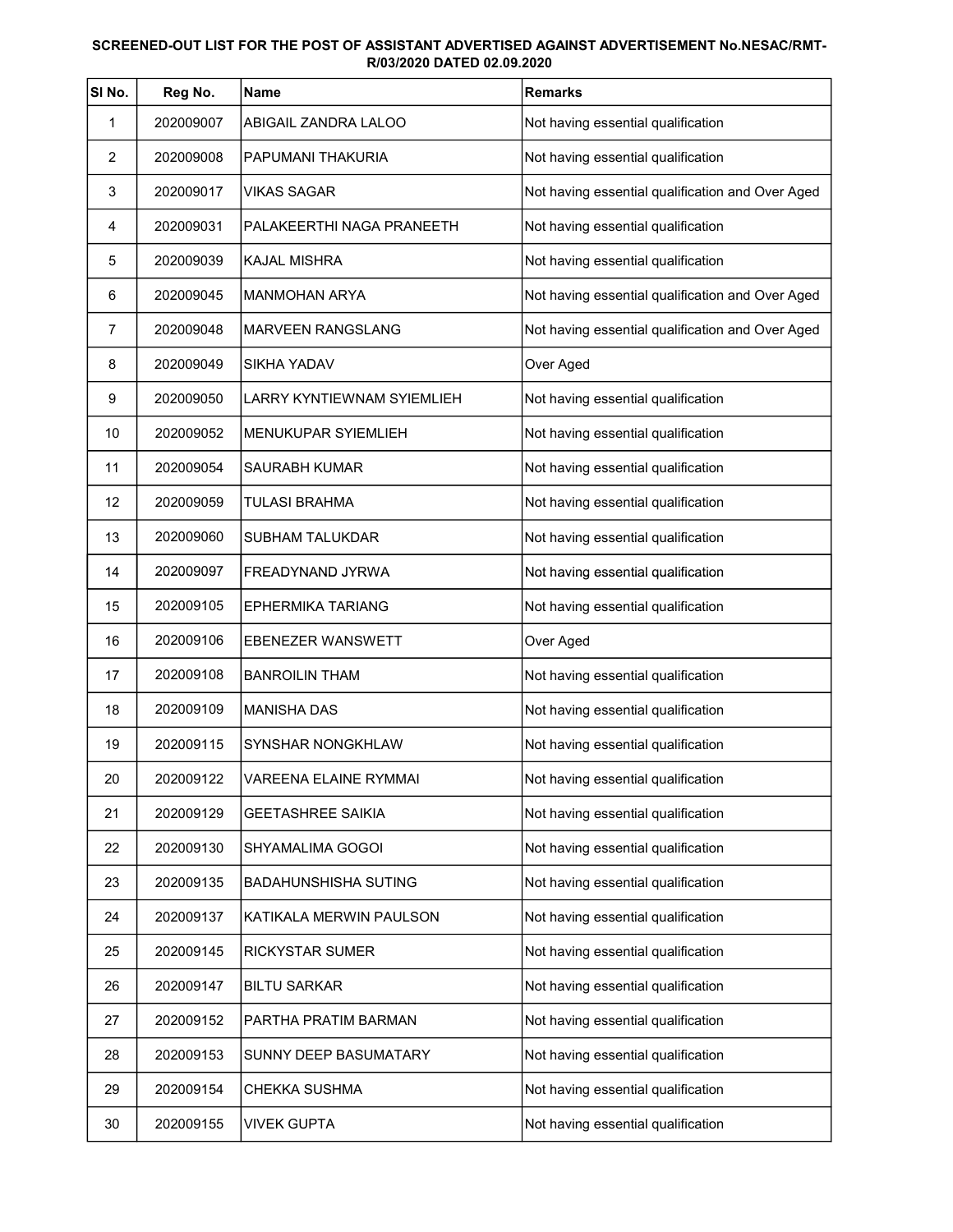**SCREENED-OUT LIST FOR THE POST OF ASSISTANT ADVERTISED AGAINST ADVERTISEMENT No.NESAC/RMT-R/03/2020 DATED 02.09.2020**

| Sl No. | Reg No. | Name | Remarks |
|---|---|---|---|
| 1 | 202009007 | ABIGAIL ZANDRA LALOO | Not having essential qualification |
| 2 | 202009008 | PAPUMANI THAKURIA | Not having essential qualification |
| 3 | 202009017 | VIKAS SAGAR | Not having essential qualification and Over Aged |
| 4 | 202009031 | PALAKEERTHI NAGA PRANEETH | Not having essential qualification |
| 5 | 202009039 | KAJAL MISHRA | Not having essential qualification |
| 6 | 202009045 | MANMOHAN ARYA | Not having essential qualification and Over Aged |
| 7 | 202009048 | MARVEEN RANGSLANG | Not having essential qualification and Over Aged |
| 8 | 202009049 | SIKHA YADAV | Over Aged |
| 9 | 202009050 | LARRY KYNTIEWNAM SYIEMLIEH | Not having essential qualification |
| 10 | 202009052 | MENUKUPAR SYIEMLIEH | Not having essential qualification |
| 11 | 202009054 | SAURABH KUMAR | Not having essential qualification |
| 12 | 202009059 | TULASI BRAHMA | Not having essential qualification |
| 13 | 202009060 | SUBHAM TALUKDAR | Not having essential qualification |
| 14 | 202009097 | FREADYNAND JYRWA | Not having essential qualification |
| 15 | 202009105 | EPHERMIKA TARIANG | Not having essential qualification |
| 16 | 202009106 | EBENEZER WANSWETT | Over Aged |
| 17 | 202009108 | BANROILIN THAM | Not having essential qualification |
| 18 | 202009109 | MANISHA DAS | Not having essential qualification |
| 19 | 202009115 | SYNSHAR NONGKHLAW | Not having essential qualification |
| 20 | 202009122 | VAREENA ELAINE RYMMAI | Not having essential qualification |
| 21 | 202009129 | GEETASHREE SAIKIA | Not having essential qualification |
| 22 | 202009130 | SHYAMALIMA GOGOI | Not having essential qualification |
| 23 | 202009135 | BADAHUNSHISHA SUTING | Not having essential qualification |
| 24 | 202009137 | KATIKALA MERWIN PAULSON | Not having essential qualification |
| 25 | 202009145 | RICKYSTAR SUMER | Not having essential qualification |
| 26 | 202009147 | BILTU SARKAR | Not having essential qualification |
| 27 | 202009152 | PARTHA PRATIM BARMAN | Not having essential qualification |
| 28 | 202009153 | SUNNY DEEP BASUMATARY | Not having essential qualification |
| 29 | 202009154 | CHEKKA SUSHMA | Not having essential qualification |
| 30 | 202009155 | VIVEK GUPTA | Not having essential qualification |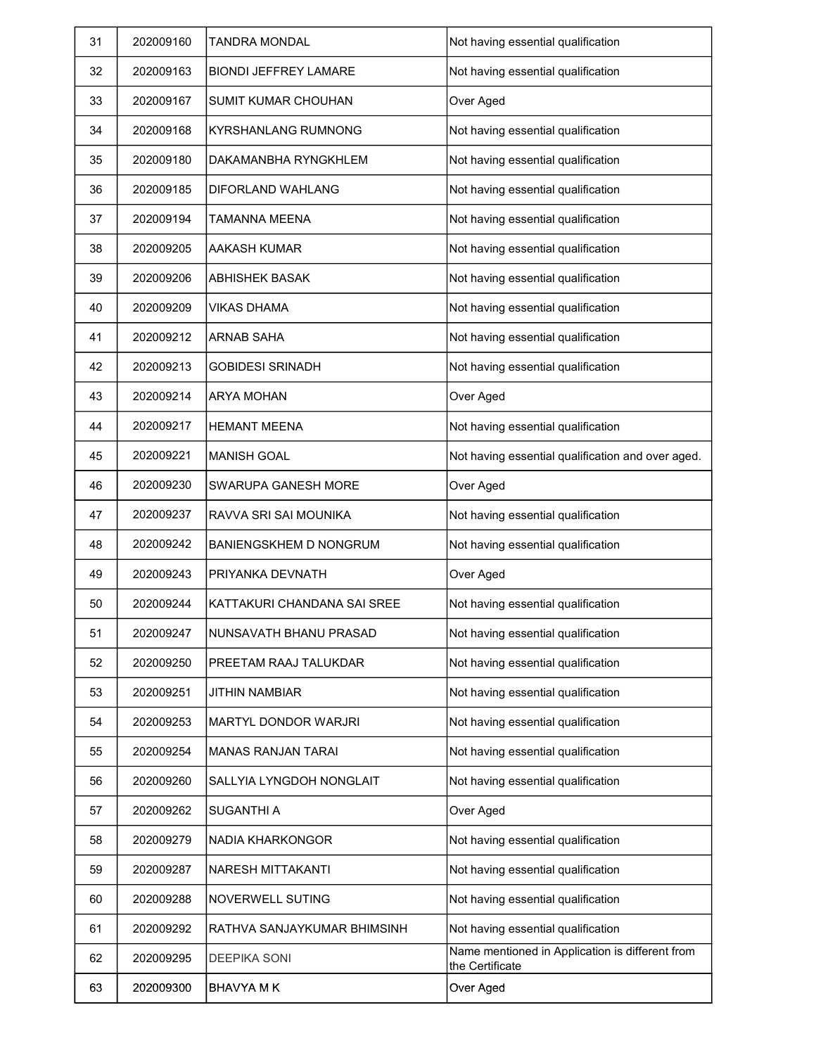| 31 | 202009160 | TANDRA MONDAL | Not having essential qualification |
|---|---|---|---|
| 32 | 202009163 | BIONDI JEFFREY LAMARE | Not having essential qualification |
| 33 | 202009167 | SUMIT KUMAR CHOUHAN | Over Aged |
| 34 | 202009168 | KYRSHANLANG RUMNONG | Not having essential qualification |
| 35 | 202009180 | DAKAMANBHA RYNGKHLEM | Not having essential qualification |
| 36 | 202009185 | DIFORLAND WAHLANG | Not having essential qualification |
| 37 | 202009194 | TAMANNA MEENA | Not having essential qualification |
| 38 | 202009205 | AAKASH KUMAR | Not having essential qualification |
| 39 | 202009206 | ABHISHEK BASAK | Not having essential qualification |
| 40 | 202009209 | VIKAS DHAMA | Not having essential qualification |
| 41 | 202009212 | ARNAB SAHA | Not having essential qualification |
| 42 | 202009213 | GOBIDESI SRINADH | Not having essential qualification |
| 43 | 202009214 | ARYA MOHAN | Over Aged |
| 44 | 202009217 | HEMANT MEENA | Not having essential qualification |
| 45 | 202009221 | MANISH GOAL | Not having essential qualification and over aged. |
| 46 | 202009230 | SWARUPA GANESH MORE | Over Aged |
| 47 | 202009237 | RAVVA SRI SAI MOUNIKA | Not having essential qualification |
| 48 | 202009242 | BANIENGSKHEM D NONGRUM | Not having essential qualification |
| 49 | 202009243 | PRIYANKA DEVNATH | Over Aged |
| 50 | 202009244 | KATTAKURI CHANDANA SAI SREE | Not having essential qualification |
| 51 | 202009247 | NUNSAVATH BHANU PRASAD | Not having essential qualification |
| 52 | 202009250 | PREETAM RAAJ TALUKDAR | Not having essential qualification |
| 53 | 202009251 | JITHIN NAMBIAR | Not having essential qualification |
| 54 | 202009253 | MARTYL DONDOR WARJRI | Not having essential qualification |
| 55 | 202009254 | MANAS RANJAN TARAI | Not having essential qualification |
| 56 | 202009260 | SALLYIA LYNGDOH NONGLAIT | Not having essential qualification |
| 57 | 202009262 | SUGANTHI A | Over Aged |
| 58 | 202009279 | NADIA KHARKONGOR | Not having essential qualification |
| 59 | 202009287 | NARESH MITTAKANTI | Not having essential qualification |
| 60 | 202009288 | NOVERWELL SUTING | Not having essential qualification |
| 61 | 202009292 | RATHVA SANJAYKUMAR BHIMSINH | Not having essential qualification |
| 62 | 202009295 | DEEPIKA SONI | Name mentioned in Application is different from the Certificate |
| 63 | 202009300 | BHAVYA M K | Over Aged |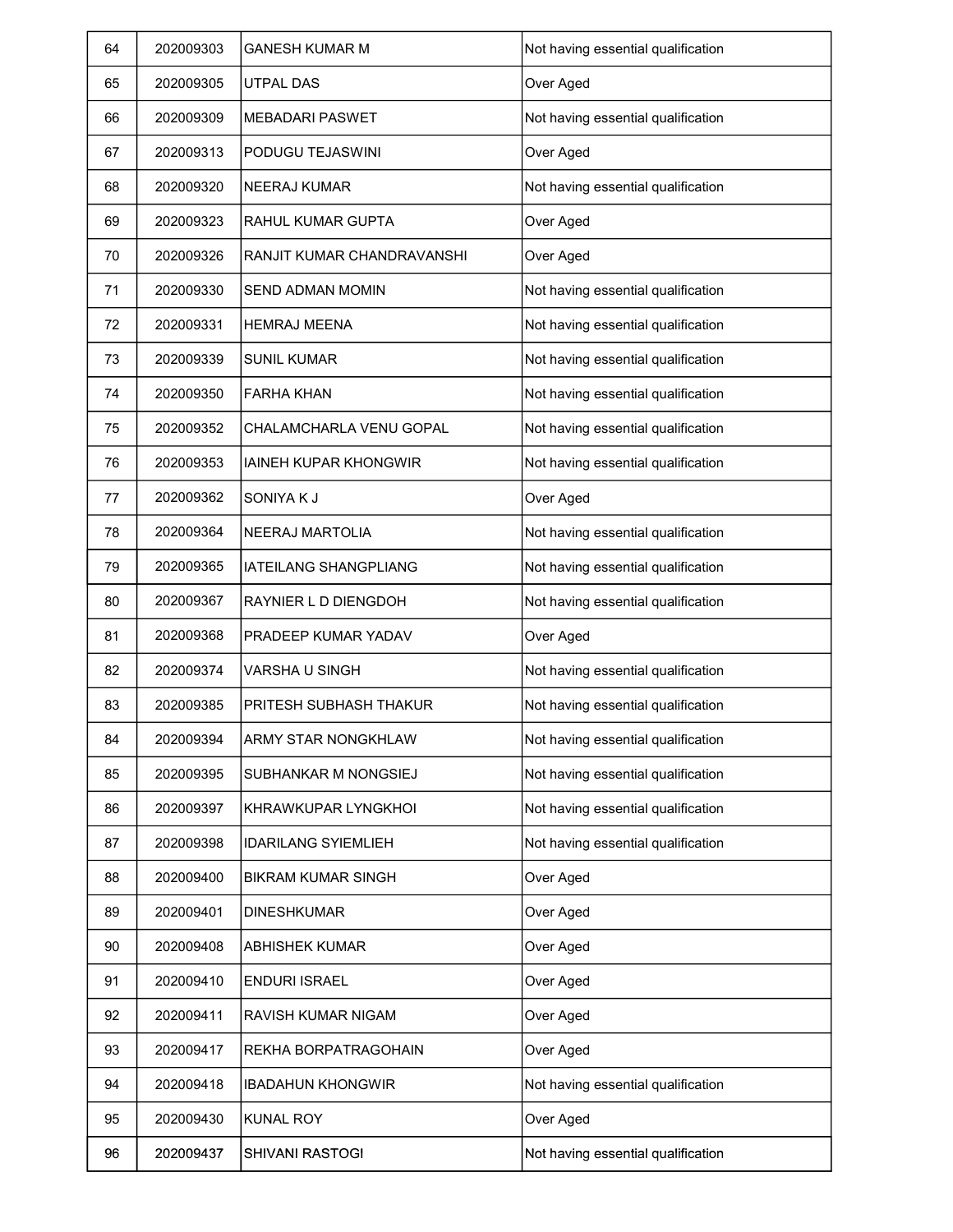| | | | |
|---|---|---|---|
| 64 | 202009303 | GANESH KUMAR M | Not having essential qualification |
| 65 | 202009305 | UTPAL DAS | Over Aged |
| 66 | 202009309 | MEBADARI PASWET | Not having essential qualification |
| 67 | 202009313 | PODUGU TEJASWINI | Over Aged |
| 68 | 202009320 | NEERAJ KUMAR | Not having essential qualification |
| 69 | 202009323 | RAHUL KUMAR GUPTA | Over Aged |
| 70 | 202009326 | RANJIT KUMAR CHANDRAVANSHI | Over Aged |
| 71 | 202009330 | SEND ADMAN MOMIN | Not having essential qualification |
| 72 | 202009331 | HEMRAJ MEENA | Not having essential qualification |
| 73 | 202009339 | SUNIL KUMAR | Not having essential qualification |
| 74 | 202009350 | FARHA KHAN | Not having essential qualification |
| 75 | 202009352 | CHALAMCHARLA VENU GOPAL | Not having essential qualification |
| 76 | 202009353 | IAINEH KUPAR KHONGWIR | Not having essential qualification |
| 77 | 202009362 | SONIYA K J | Over Aged |
| 78 | 202009364 | NEERAJ MARTOLIA | Not having essential qualification |
| 79 | 202009365 | IATEILANG SHANGPLIANG | Not having essential qualification |
| 80 | 202009367 | RAYNIER L D DIENGDOH | Not having essential qualification |
| 81 | 202009368 | PRADEEP KUMAR YADAV | Over Aged |
| 82 | 202009374 | VARSHA U SINGH | Not having essential qualification |
| 83 | 202009385 | PRITESH SUBHASH THAKUR | Not having essential qualification |
| 84 | 202009394 | ARMY STAR NONGKHLAW | Not having essential qualification |
| 85 | 202009395 | SUBHANKAR M NONGSIEJ | Not having essential qualification |
| 86 | 202009397 | KHRAWKUPAR LYNGKHOI | Not having essential qualification |
| 87 | 202009398 | IDARILANG SYIEMLIEH | Not having essential qualification |
| 88 | 202009400 | BIKRAM KUMAR SINGH | Over Aged |
| 89 | 202009401 | DINESHKUMAR | Over Aged |
| 90 | 202009408 | ABHISHEK KUMAR | Over Aged |
| 91 | 202009410 | ENDURI ISRAEL | Over Aged |
| 92 | 202009411 | RAVISH KUMAR NIGAM | Over Aged |
| 93 | 202009417 | REKHA BORPATRAGOHAIN | Over Aged |
| 94 | 202009418 | IBADAHUN KHONGWIR | Not having essential qualification |
| 95 | 202009430 | KUNAL ROY | Over Aged |
| 96 | 202009437 | SHIVANI RASTOGI | Not having essential qualification |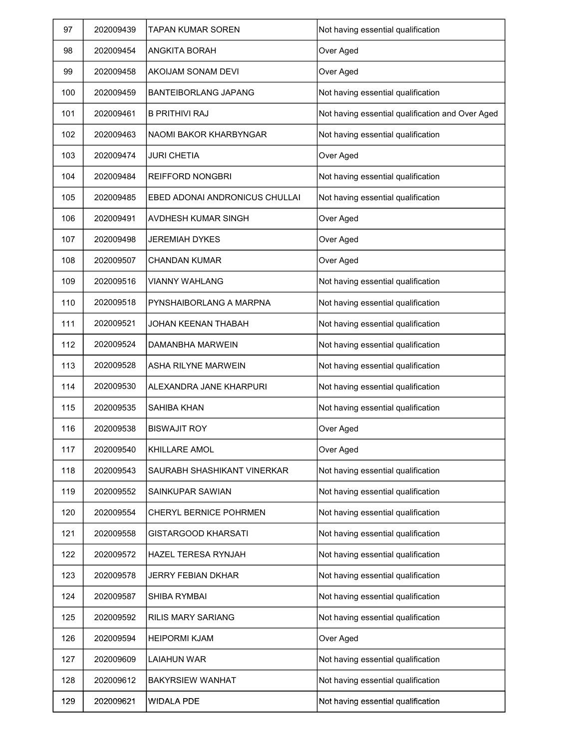| 97 | 202009439 | TAPAN KUMAR SOREN | Not having essential qualification |
|---|---|---|---|
| 98 | 202009454 | ANGKITA BORAH | Over Aged |
| 99 | 202009458 | AKOIJAM SONAM DEVI | Over Aged |
| 100 | 202009459 | BANTEIBORLANG JAPANG | Not having essential qualification |
| 101 | 202009461 | B PRITHIVI RAJ | Not having essential qualification and Over Aged |
| 102 | 202009463 | NAOMI BAKOR KHARBYNGAR | Not having essential qualification |
| 103 | 202009474 | JURI CHETIA | Over Aged |
| 104 | 202009484 | REIFFORD NONGBRI | Not having essential qualification |
| 105 | 202009485 | EBED ADONAI ANDRONICUS CHULLAI | Not having essential qualification |
| 106 | 202009491 | AVDHESH KUMAR SINGH | Over Aged |
| 107 | 202009498 | JEREMIAH DYKES | Over Aged |
| 108 | 202009507 | CHANDAN KUMAR | Over Aged |
| 109 | 202009516 | VIANNY WAHLANG | Not having essential qualification |
| 110 | 202009518 | PYNSHAIBORLANG A MARPNA | Not having essential qualification |
| 111 | 202009521 | JOHAN KEENAN THABAH | Not having essential qualification |
| 112 | 202009524 | DAMANBHA MARWEIN | Not having essential qualification |
| 113 | 202009528 | ASHA RILYNE MARWEIN | Not having essential qualification |
| 114 | 202009530 | ALEXANDRA JANE KHARPURI | Not having essential qualification |
| 115 | 202009535 | SAHIBA KHAN | Not having essential qualification |
| 116 | 202009538 | BISWAJIT ROY | Over Aged |
| 117 | 202009540 | KHILLARE AMOL | Over Aged |
| 118 | 202009543 | SAURABH SHASHIKANT VINERKAR | Not having essential qualification |
| 119 | 202009552 | SAINKUPAR SAWIAN | Not having essential qualification |
| 120 | 202009554 | CHERYL BERNICE POHRMEN | Not having essential qualification |
| 121 | 202009558 | GISTARGOOD KHARSATI | Not having essential qualification |
| 122 | 202009572 | HAZEL TERESA RYNJAH | Not having essential qualification |
| 123 | 202009578 | JERRY FEBIAN DKHAR | Not having essential qualification |
| 124 | 202009587 | SHIBA RYMBAI | Not having essential qualification |
| 125 | 202009592 | RILIS MARY SARIANG | Not having essential qualification |
| 126 | 202009594 | HEIPORMI KJAM | Over Aged |
| 127 | 202009609 | LAIAHUN WAR | Not having essential qualification |
| 128 | 202009612 | BAKYRSIEW WANHAT | Not having essential qualification |
| 129 | 202009621 | WIDALA PDE | Not having essential qualification |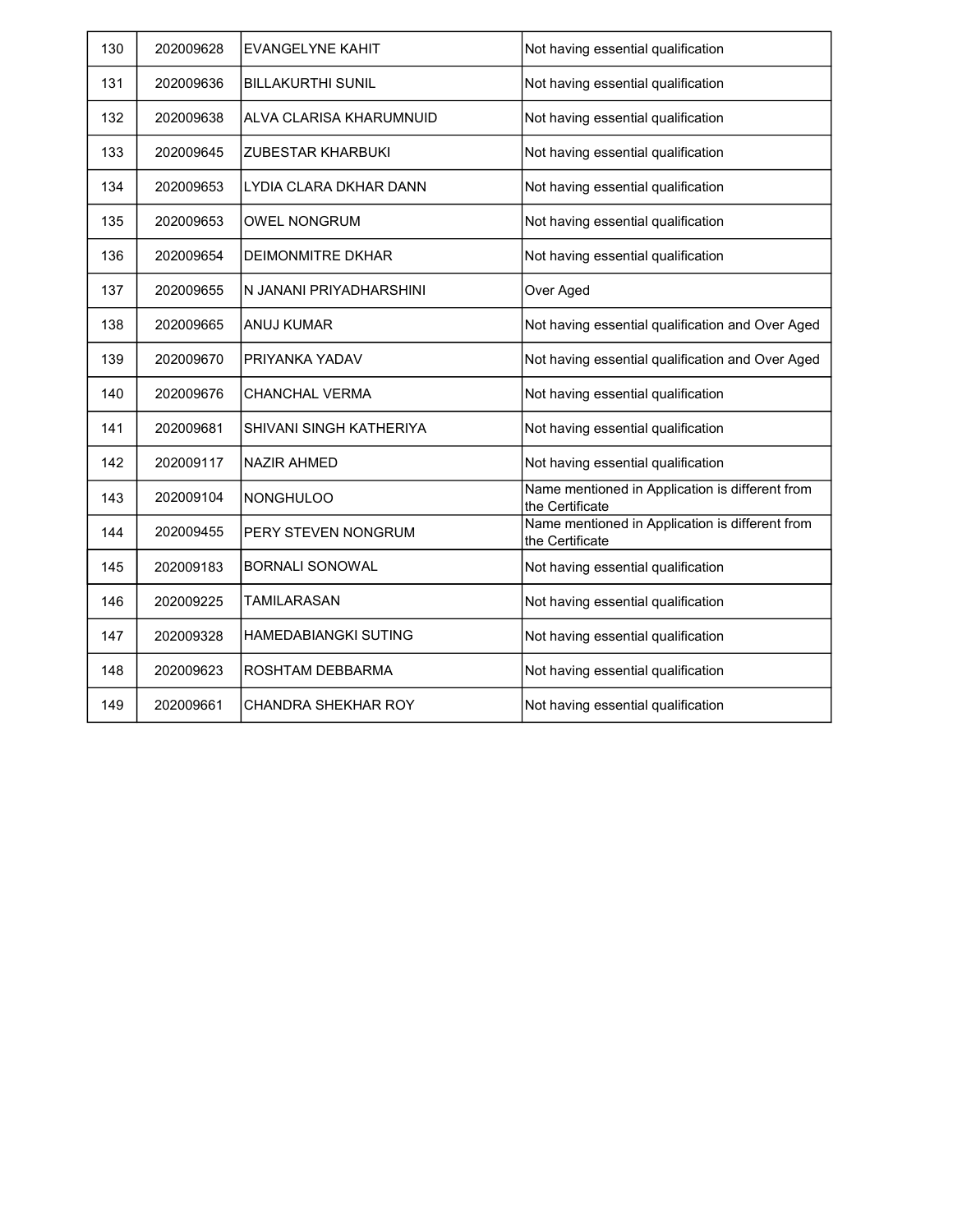| | | | |
|---|---|---|---|
| 130 | 202009628 | EVANGELYNE KAHIT | Not having essential qualification |
| 131 | 202009636 | BILLAKURTHI SUNIL | Not having essential qualification |
| 132 | 202009638 | ALVA CLARISA KHARUMNUID | Not having essential qualification |
| 133 | 202009645 | ZUBESTAR KHARBUKI | Not having essential qualification |
| 134 | 202009653 | LYDIA CLARA DKHAR DANN | Not having essential qualification |
| 135 | 202009653 | OWEL NONGRUM | Not having essential qualification |
| 136 | 202009654 | DEIMONMITRE DKHAR | Not having essential qualification |
| 137 | 202009655 | N JANANI PRIYADHARSHINI | Over Aged |
| 138 | 202009665 | ANUJ KUMAR | Not having essential qualification and Over Aged |
| 139 | 202009670 | PRIYANKA YADAV | Not having essential qualification and Over Aged |
| 140 | 202009676 | CHANCHAL VERMA | Not having essential qualification |
| 141 | 202009681 | SHIVANI SINGH KATHERIYA | Not having essential qualification |
| 142 | 202009117 | NAZIR AHMED | Not having essential qualification |
| 143 | 202009104 | NONGHULOO | Name mentioned in Application is different from the Certificate |
| 144 | 202009455 | PERY STEVEN NONGRUM | Name mentioned in Application is different from the Certificate |
| 145 | 202009183 | BORNALI SONOWAL | Not having essential qualification |
| 146 | 202009225 | TAMILARASAN | Not having essential qualification |
| 147 | 202009328 | HAMEDABIANGKI SUTING | Not having essential qualification |
| 148 | 202009623 | ROSHTAM DEBBARMA | Not having essential qualification |
| 149 | 202009661 | CHANDRA SHEKHAR ROY | Not having essential qualification |